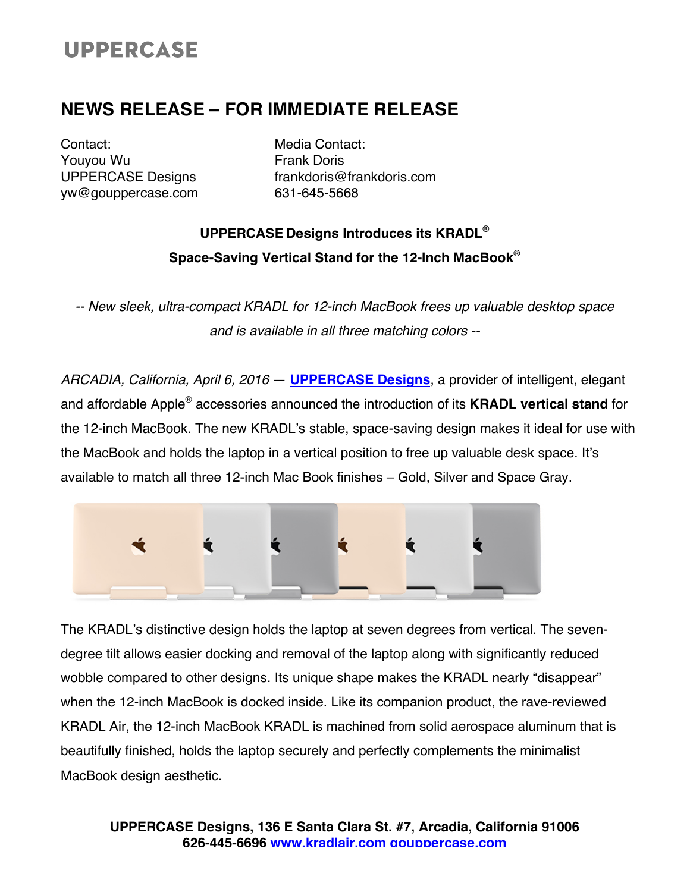UPPERCASE

# NEWS RELEASE – FOR IMMEDIATE RELEASE

Contact:
Youyou Wu
UPPERCASE Designs
yw@gouppercase.com

Media Contact:
Frank Doris
frankdoris@frankdoris.com
631-645-5668

**UPPERCASE Designs Introduces its KRADL®**
**Space-Saving Vertical Stand for the 12-Inch MacBook®**

*-- New sleek, ultra-compact KRADL for 12-inch MacBook frees up valuable desktop space and is available in all three matching colors --*

*ARCADIA, California, April 6, 2016* — **UPPERCASE Designs**, a provider of intelligent, elegant and affordable Apple® accessories announced the introduction of its **KRADL vertical stand** for the 12-inch MacBook. The new KRADL's stable, space-saving design makes it ideal for use with the MacBook and holds the laptop in a vertical position to free up valuable desk space. It's available to match all three 12-inch Mac Book finishes – Gold, Silver and Space Gray.

The KRADL's distinctive design holds the laptop at seven degrees from vertical. The seven-degree tilt allows easier docking and removal of the laptop along with significantly reduced wobble compared to other designs. Its unique shape makes the KRADL nearly "disappear" when the 12-inch MacBook is docked inside. Like its companion product, the rave-reviewed KRADL Air, the 12-inch MacBook KRADL is machined from solid aerospace aluminum that is beautifully finished, holds the laptop securely and perfectly complements the minimalist MacBook design aesthetic.

**UPPERCASE Designs, 136 E Santa Clara St. #7, Arcadia, California 91006**
**626-445-6696 www.kradlair.com gouppercase.com**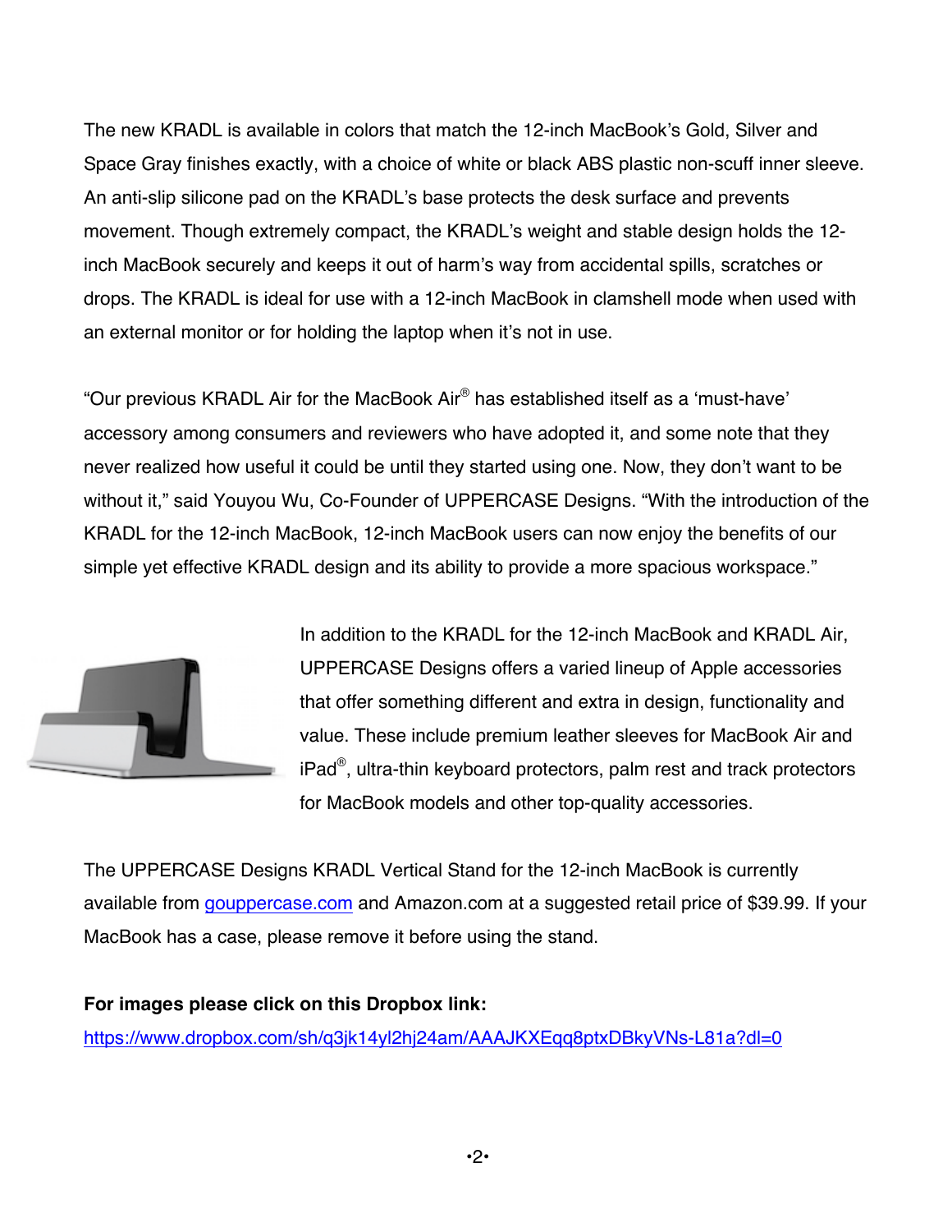The new KRADL is available in colors that match the 12-inch MacBook's Gold, Silver and Space Gray finishes exactly, with a choice of white or black ABS plastic non-scuff inner sleeve. An anti-slip silicone pad on the KRADL's base protects the desk surface and prevents movement. Though extremely compact, the KRADL's weight and stable design holds the 12-inch MacBook securely and keeps it out of harm's way from accidental spills, scratches or drops. The KRADL is ideal for use with a 12-inch MacBook in clamshell mode when used with an external monitor or for holding the laptop when it's not in use.

"Our previous KRADL Air for the MacBook Air® has established itself as a 'must-have' accessory among consumers and reviewers who have adopted it, and some note that they never realized how useful it could be until they started using one. Now, they don't want to be without it," said Youyou Wu, Co-Founder of UPPERCASE Designs. "With the introduction of the KRADL for the 12-inch MacBook, 12-inch MacBook users can now enjoy the benefits of our simple yet effective KRADL design and its ability to provide a more spacious workspace."

In addition to the KRADL for the 12-inch MacBook and KRADL Air, UPPERCASE Designs offers a varied lineup of Apple accessories that offer something different and extra in design, functionality and value. These include premium leather sleeves for MacBook Air and iPad®, ultra-thin keyboard protectors, palm rest and track protectors for MacBook models and other top-quality accessories.

The UPPERCASE Designs KRADL Vertical Stand for the 12-inch MacBook is currently available from [gouppercase.com](gouppercase.com) and Amazon.com at a suggested retail price of $39.99. If your MacBook has a case, please remove it before using the stand.

**For images please click on this Dropbox link:**
https://www.dropbox.com/sh/q3jk14yl2hj24am/AAAJKXEqq8ptxDBkyVNs-L81a?dl=0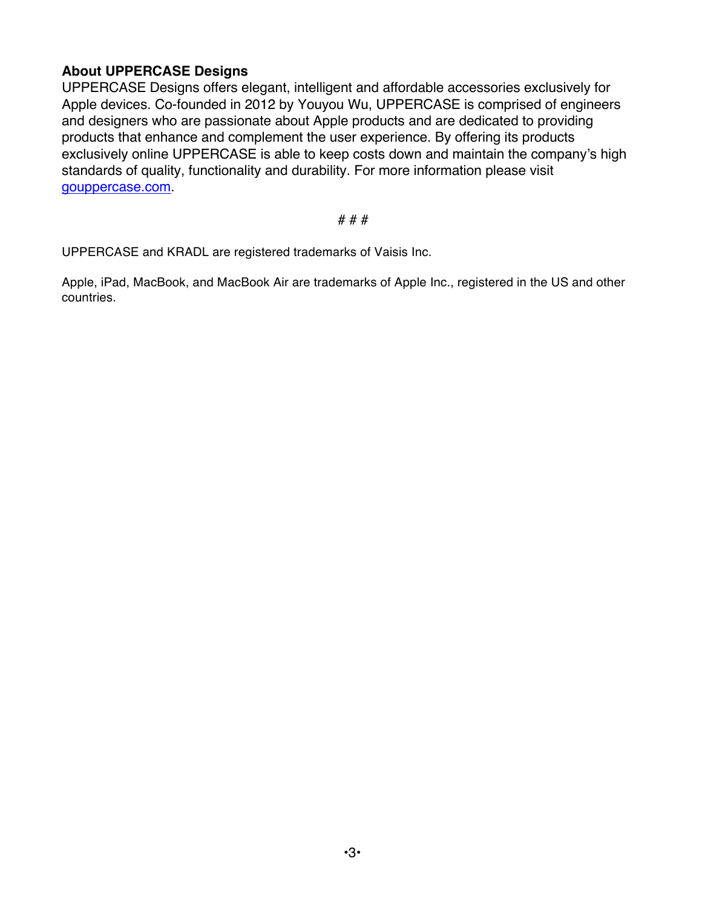**About UPPERCASE Designs**

UPPERCASE Designs offers elegant, intelligent and affordable accessories exclusively for Apple devices. Co-founded in 2012 by Youyou Wu, UPPERCASE is comprised of engineers and designers who are passionate about Apple products and are dedicated to providing products that enhance and complement the user experience. By offering its products exclusively online UPPERCASE is able to keep costs down and maintain the company's high standards of quality, functionality and durability. For more information please visit gouppercase.com.

# # #

UPPERCASE and KRADL are registered trademarks of Vaisis Inc.

Apple, iPad, MacBook, and MacBook Air are trademarks of Apple Inc., registered in the US and other countries.